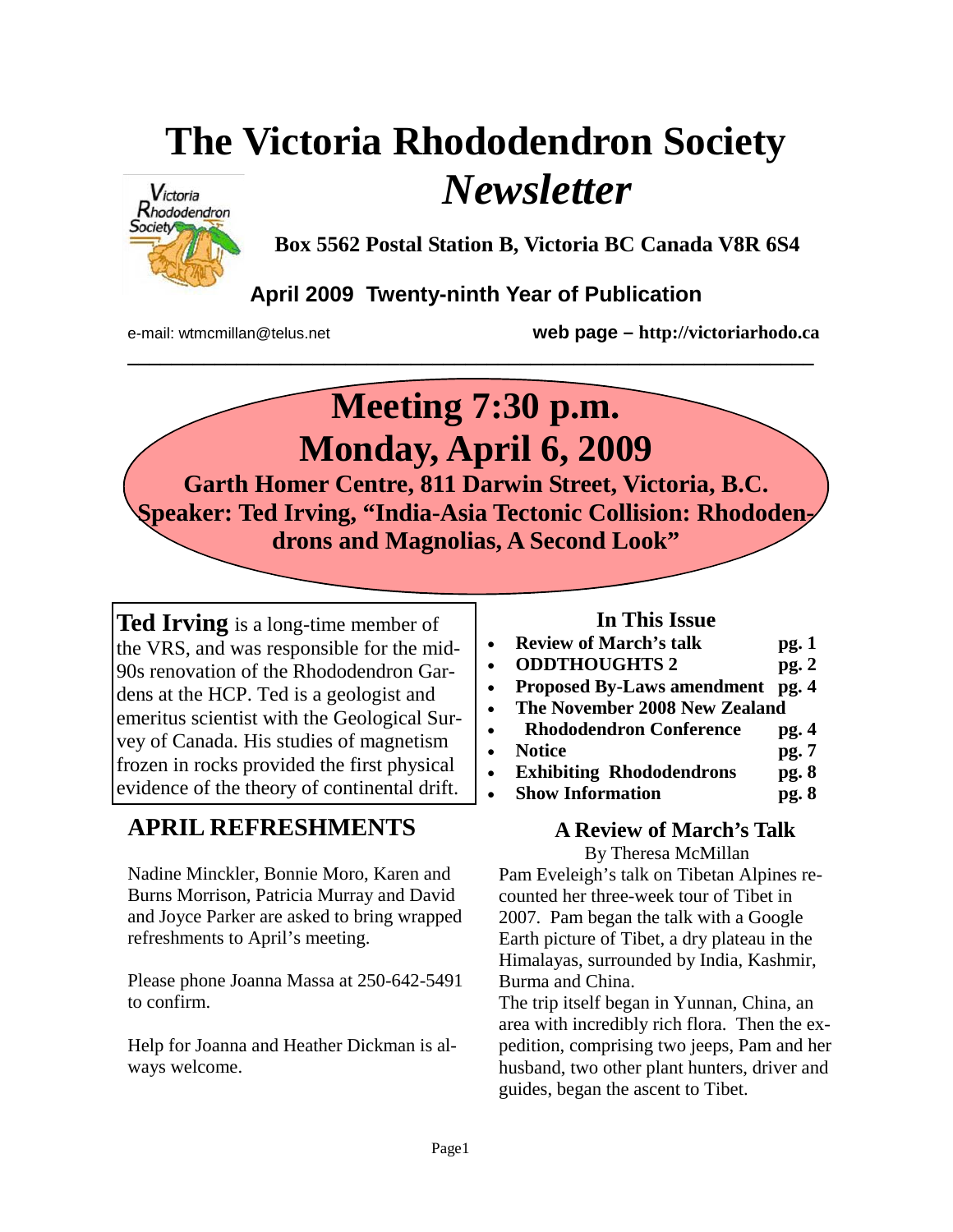# The Victoria Rhododendron Society *Newsletter*

**Box 5562 Postal Station B, Victoria BC Canada V8R 6S4**

**April 2009 Twenty-ninth Year of Publication**

e-mail: wtmcmillan@telus.net **web page – http://victoriarhodo.ca**

---

## Meeting 7:30 p.m.
## Monday, April 6, 2009

**Garth Homer Centre, 811 Darwin Street, Victoria, B.C.**
**Speaker: Ted Irving, "India-Asia Tectonic Collision: Rhododendrons and Magnolias, A Second Look"**

**Ted Irving** is a long-time member of the VRS, and was responsible for the mid-90s renovation of the Rhododendron Gardens at the HCP. Ted is a geologist and emeritus scientist with the Geological Survey of Canada. His studies of magnetism frozen in rocks provided the first physical evidence of the theory of continental drift.

## APRIL REFRESHMENTS

Nadine Minckler, Bonnie Moro, Karen and Burns Morrison, Patricia Murray and David and Joyce Parker are asked to bring wrapped refreshments to April's meeting.

Please phone Joanna Massa at 250-642-5491 to confirm.

Help for Joanna and Heather Dickman is always welcome.

### In This Issue

- **Review of March's talk** **pg. 1**
- **ODDTHOUGHTS 2** **pg. 2**
- **Proposed By-Laws amendment** **pg. 4**
- **The November 2008 New Zealand**
- **Rhododendron Conference** **pg. 4**
- **Notice** **pg. 7**
- **Exhibiting Rhododendrons** **pg. 8**
- **Show Information** **pg. 8**

### A Review of March's Talk

By Theresa McMillan

Pam Eveleigh's talk on Tibetan Alpines recounted her three-week tour of Tibet in 2007. Pam began the talk with a Google Earth picture of Tibet, a dry plateau in the Himalayas, surrounded by India, Kashmir, Burma and China.

The trip itself began in Yunnan, China, an area with incredibly rich flora. Then the expedition, comprising two jeeps, Pam and her husband, two other plant hunters, driver and guides, began the ascent to Tibet.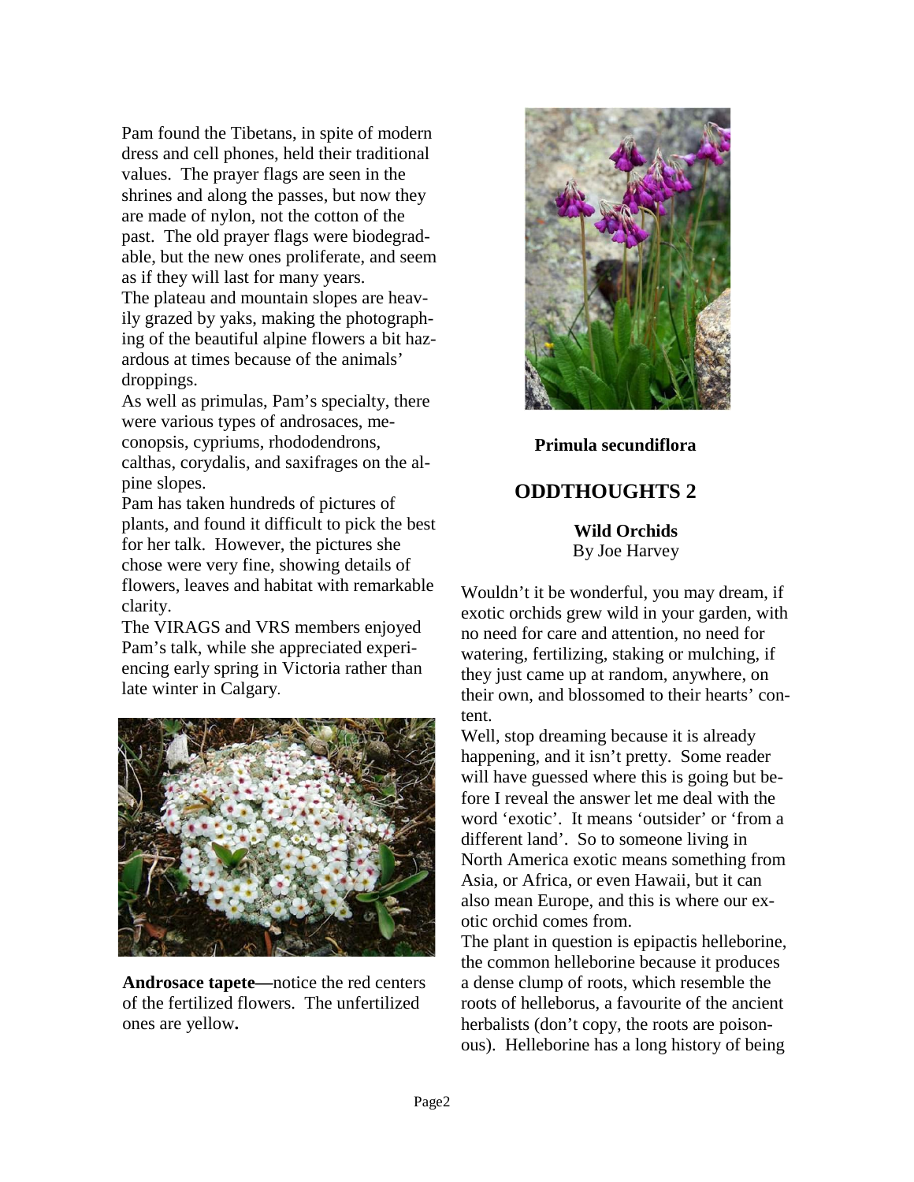Pam found the Tibetans, in spite of modern dress and cell phones, held their traditional values. The prayer flags are seen in the shrines and along the passes, but now they are made of nylon, not the cotton of the past. The old prayer flags were biodegradable, but the new ones proliferate, and seem as if they will last for many years.

The plateau and mountain slopes are heavily grazed by yaks, making the photographing of the beautiful alpine flowers a bit hazardous at times because of the animals' droppings.

As well as primulas, Pam's specialty, there were various types of androsaces, meconopsis, cypriums, rhododendrons, calthas, corydalis, and saxifrages on the alpine slopes.

Pam has taken hundreds of pictures of plants, and found it difficult to pick the best for her talk. However, the pictures she chose were very fine, showing details of flowers, leaves and habitat with remarkable clarity.

The VIRAGS and VRS members enjoyed Pam's talk, while she appreciated experiencing early spring in Victoria rather than late winter in Calgary.

**Androsace tapete—**notice the red centers of the fertilized flowers. The unfertilized ones are yellow**.**

**Primula secundiflora**

## ODDTHOUGHTS 2

### Wild Orchids

By Joe Harvey

Wouldn't it be wonderful, you may dream, if exotic orchids grew wild in your garden, with no need for care and attention, no need for watering, fertilizing, staking or mulching, if they just came up at random, anywhere, on their own, and blossomed to their hearts' content.

Well, stop dreaming because it is already happening, and it isn't pretty. Some reader will have guessed where this is going but before I reveal the answer let me deal with the word 'exotic'. It means 'outsider' or 'from a different land'. So to someone living in North America exotic means something from Asia, or Africa, or even Hawaii, but it can also mean Europe, and this is where our exotic orchid comes from.

The plant in question is epipactis helleborine, the common helleborine because it produces a dense clump of roots, which resemble the roots of helleborus, a favourite of the ancient herbalists (don't copy, the roots are poisonous). Helleborine has a long history of being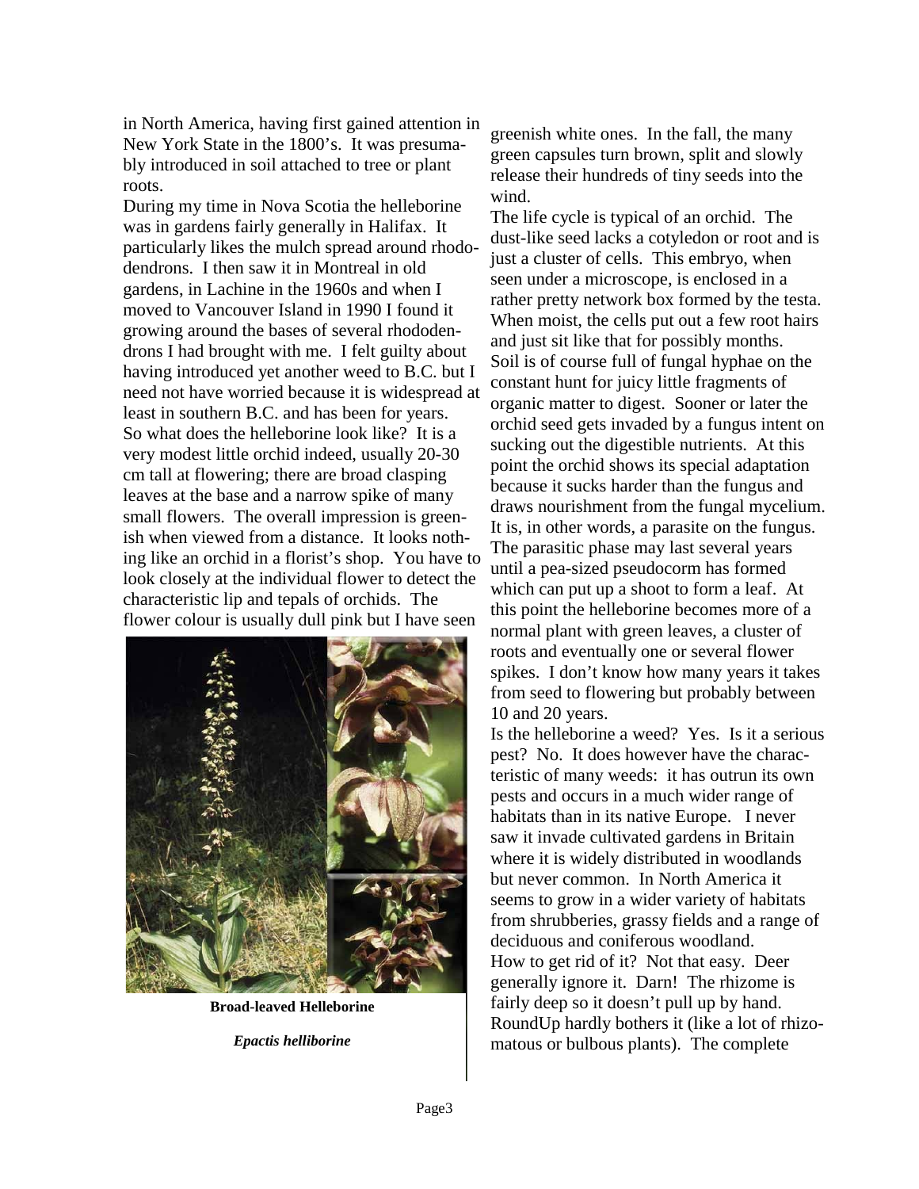in North America, having first gained attention in New York State in the 1800's. It was presumably introduced in soil attached to tree or plant roots.

During my time in Nova Scotia the helleborine was in gardens fairly generally in Halifax. It particularly likes the mulch spread around rhododendrons. I then saw it in Montreal in old gardens, in Lachine in the 1960s and when I moved to Vancouver Island in 1990 I found it growing around the bases of several rhododendrons I had brought with me. I felt guilty about having introduced yet another weed to B.C. but I need not have worried because it is widespread at least in southern B.C. and has been for years.

So what does the helleborine look like? It is a very modest little orchid indeed, usually 20-30 cm tall at flowering; there are broad clasping leaves at the base and a narrow spike of many small flowers. The overall impression is greenish when viewed from a distance. It looks nothing like an orchid in a florist's shop. You have to look closely at the individual flower to detect the characteristic lip and tepals of orchids. The flower colour is usually dull pink but I have seen greenish white ones. In the fall, the many green capsules turn brown, split and slowly release their hundreds of tiny seeds into the wind.

**Broad-leaved Helleborine**

***Epactis helliborine***

The life cycle is typical of an orchid. The dust-like seed lacks a cotyledon or root and is just a cluster of cells. This embryo, when seen under a microscope, is enclosed in a rather pretty network box formed by the testa. When moist, the cells put out a few root hairs and just sit like that for possibly months. Soil is of course full of fungal hyphae on the constant hunt for juicy little fragments of organic matter to digest. Sooner or later the orchid seed gets invaded by a fungus intent on sucking out the digestible nutrients. At this point the orchid shows its special adaptation because it sucks harder than the fungus and draws nourishment from the fungal mycelium. It is, in other words, a parasite on the fungus. The parasitic phase may last several years until a pea-sized pseudocorm has formed which can put up a shoot to form a leaf. At this point the helleborine becomes more of a normal plant with green leaves, a cluster of roots and eventually one or several flower spikes. I don't know how many years it takes from seed to flowering but probably between 10 and 20 years.

Is the helleborine a weed? Yes. Is it a serious pest? No. It does however have the characteristic of many weeds: it has outrun its own pests and occurs in a much wider range of habitats than in its native Europe. I never saw it invade cultivated gardens in Britain where it is widely distributed in woodlands but never common. In North America it seems to grow in a wider variety of habitats from shrubberies, grassy fields and a range of deciduous and coniferous woodland.

How to get rid of it? Not that easy. Deer generally ignore it. Darn! The rhizome is fairly deep so it doesn't pull up by hand. RoundUp hardly bothers it (like a lot of rhizomatous or bulbous plants). The complete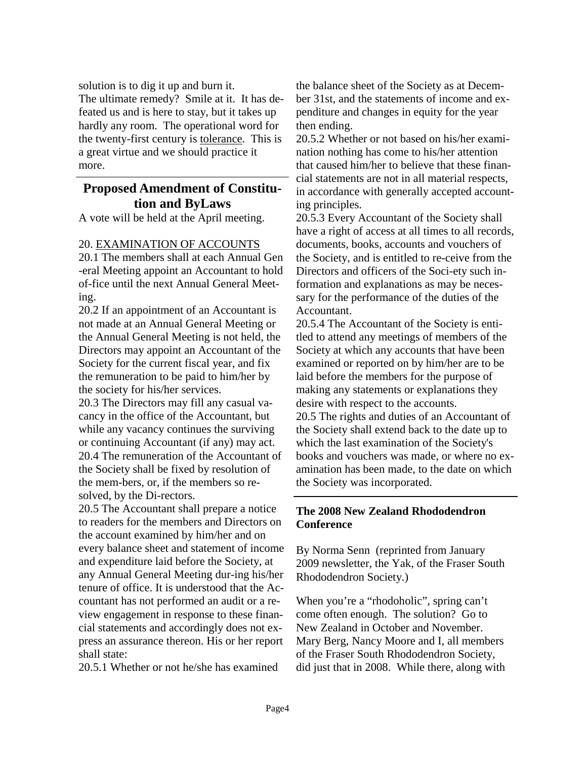solution is to dig it up and burn it.
The ultimate remedy? Smile at it. It has defeated us and is here to stay, but it takes up hardly any room. The operational word for the twenty-first century is <u>tolerance</u>. This is a great virtue and we should practice it more.

## Proposed Amendment of Constitution and ByLaws

A vote will be held at the April meeting.

20. <u>EXAMINATION OF ACCOUNTS</u>
20.1 The members shall at each Annual General Meeting appoint an Accountant to hold office until the next Annual General Meeting.
20.2 If an appointment of an Accountant is not made at an Annual General Meeting or the Annual General Meeting is not held, the Directors may appoint an Accountant of the Society for the current fiscal year, and fix the remuneration to be paid to him/her by the society for his/her services.
20.3 The Directors may fill any casual vacancy in the office of the Accountant, but while any vacancy continues the surviving or continuing Accountant (if any) may act.
20.4 The remuneration of the Accountant of the Society shall be fixed by resolution of the members, or, if the members so resolved, by the Directors.
20.5 The Accountant shall prepare a notice to readers for the members and Directors on the account examined by him/her and on every balance sheet and statement of income and expenditure laid before the Society, at any Annual General Meeting during his/her tenure of office. It is understood that the Accountant has not performed an audit or a review engagement in response to these financial statements and accordingly does not express an assurance thereon. His or her report shall state:
20.5.1 Whether or not he/she has examined the balance sheet of the Society as at December 31st, and the statements of income and expenditure and changes in equity for the year then ending.
20.5.2 Whether or not based on his/her examination nothing has come to his/her attention that caused him/her to believe that these financial statements are not in all material respects, in accordance with generally accepted accounting principles.
20.5.3 Every Accountant of the Society shall have a right of access at all times to all records, documents, books, accounts and vouchers of the Society, and is entitled to receive from the Directors and officers of the Society such information and explanations as may be necessary for the performance of the duties of the Accountant.
20.5.4 The Accountant of the Society is entitled to attend any meetings of members of the Society at which any accounts that have been examined or reported on by him/her are to be laid before the members for the purpose of making any statements or explanations they desire with respect to the accounts.
20.5 The rights and duties of an Accountant of the Society shall extend back to the date up to which the last examination of the Society's books and vouchers was made, or where no examination has been made, to the date on which the Society was incorporated.

### The 2008 New Zealand Rhododendron Conference

By Norma Senn (reprinted from January 2009 newsletter, the Yak, of the Fraser South Rhododendron Society.)

When you're a "rhodoholic", spring can't come often enough. The solution? Go to New Zealand in October and November. Mary Berg, Nancy Moore and I, all members of the Fraser South Rhododendron Society, did just that in 2008. While there, along with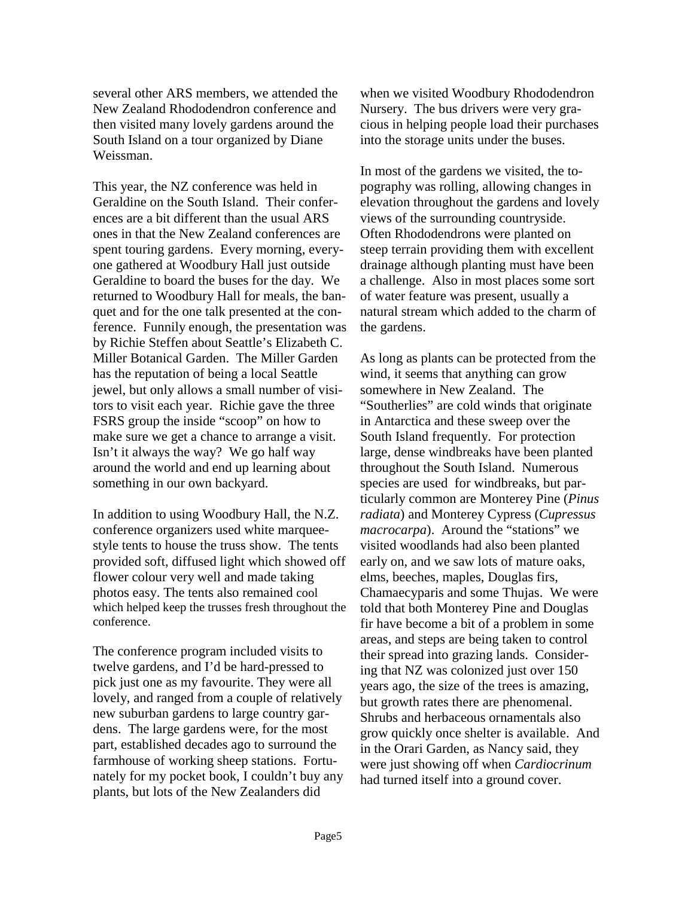several other ARS members, we attended the New Zealand Rhododendron conference and then visited many lovely gardens around the South Island on a tour organized by Diane Weissman.

This year, the NZ conference was held in Geraldine on the South Island. Their conferences are a bit different than the usual ARS ones in that the New Zealand conferences are spent touring gardens. Every morning, everyone gathered at Woodbury Hall just outside Geraldine to board the buses for the day. We returned to Woodbury Hall for meals, the banquet and for the one talk presented at the conference. Funnily enough, the presentation was by Richie Steffen about Seattle's Elizabeth C. Miller Botanical Garden. The Miller Garden has the reputation of being a local Seattle jewel, but only allows a small number of visitors to visit each year. Richie gave the three FSRS group the inside "scoop" on how to make sure we get a chance to arrange a visit. Isn't it always the way? We go half way around the world and end up learning about something in our own backyard.

In addition to using Woodbury Hall, the N.Z. conference organizers used white marquee-style tents to house the truss show. The tents provided soft, diffused light which showed off flower colour very well and made taking photos easy. The tents also remained cool which helped keep the trusses fresh throughout the conference.

The conference program included visits to twelve gardens, and I'd be hard-pressed to pick just one as my favourite. They were all lovely, and ranged from a couple of relatively new suburban gardens to large country gardens. The large gardens were, for the most part, established decades ago to surround the farmhouse of working sheep stations. Fortunately for my pocket book, I couldn't buy any plants, but lots of the New Zealanders did when we visited Woodbury Rhododendron Nursery. The bus drivers were very gracious in helping people load their purchases into the storage units under the buses.

In most of the gardens we visited, the topography was rolling, allowing changes in elevation throughout the gardens and lovely views of the surrounding countryside. Often Rhododendrons were planted on steep terrain providing them with excellent drainage although planting must have been a challenge. Also in most places some sort of water feature was present, usually a natural stream which added to the charm of the gardens.

As long as plants can be protected from the wind, it seems that anything can grow somewhere in New Zealand. The "Southerlies" are cold winds that originate in Antarctica and these sweep over the South Island frequently. For protection large, dense windbreaks have been planted throughout the South Island. Numerous species are used for windbreaks, but particularly common are Monterey Pine (*Pinus radiata*) and Monterey Cypress (*Cupressus macrocarpa*). Around the "stations" we visited woodlands had also been planted early on, and we saw lots of mature oaks, elms, beeches, maples, Douglas firs, Chamaecyparis and some Thujas. We were told that both Monterey Pine and Douglas fir have become a bit of a problem in some areas, and steps are being taken to control their spread into grazing lands. Considering that NZ was colonized just over 150 years ago, the size of the trees is amazing, but growth rates there are phenomenal. Shrubs and herbaceous ornamentals also grow quickly once shelter is available. And in the Orari Garden, as Nancy said, they were just showing off when *Cardiocrinum* had turned itself into a ground cover.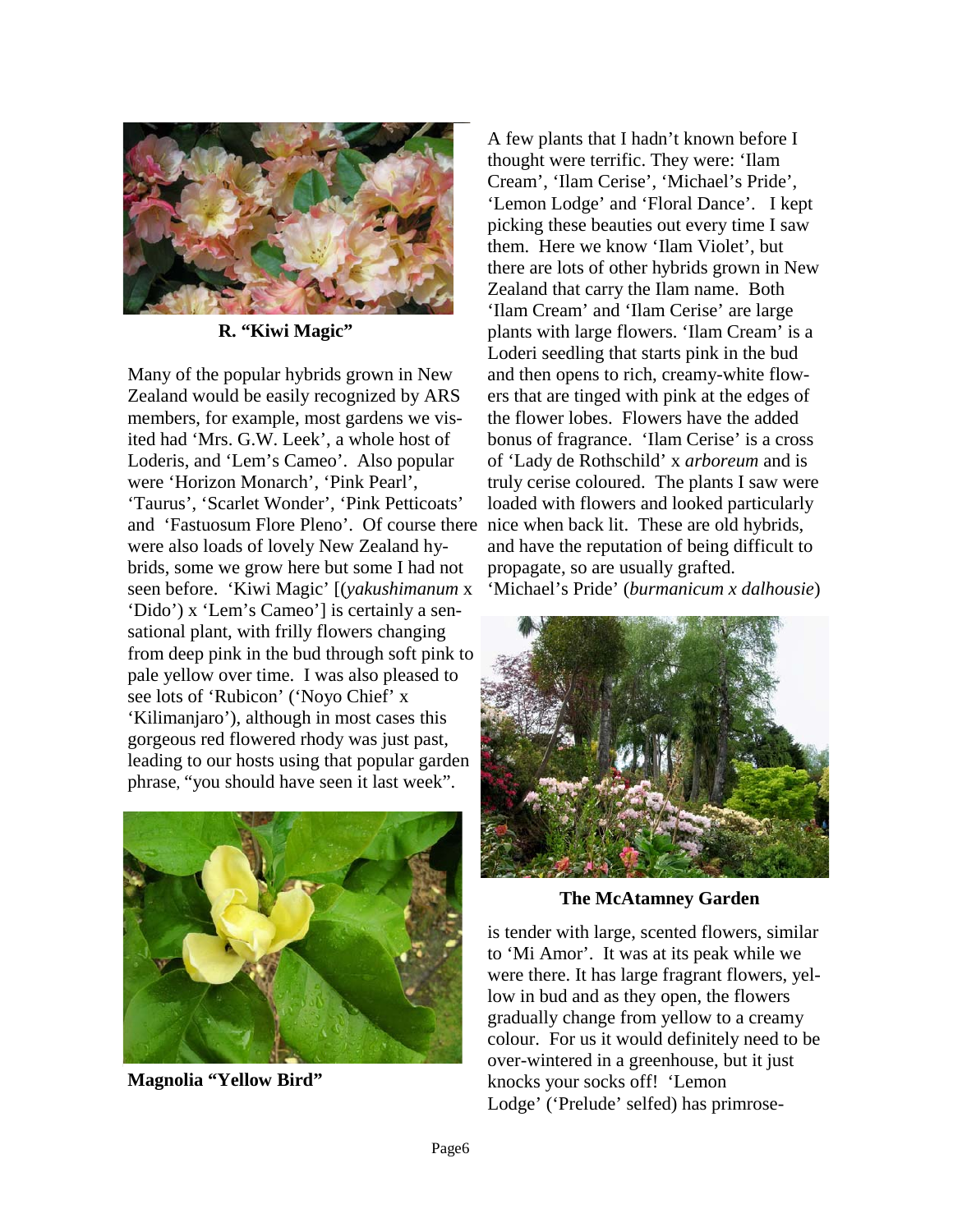**R. "Kiwi Magic"**

Many of the popular hybrids grown in New Zealand would be easily recognized by ARS members, for example, most gardens we visited had 'Mrs. G.W. Leek', a whole host of Loderis, and 'Lem's Cameo'. Also popular were 'Horizon Monarch', 'Pink Pearl', 'Taurus', 'Scarlet Wonder', 'Pink Petticoats' and 'Fastuosum Flore Pleno'. Of course there were also loads of lovely New Zealand hybrids, some we grow here but some I had not seen before. 'Kiwi Magic' [(*yakushimanum* x 'Dido') x 'Lem's Cameo'] is certainly a sensational plant, with frilly flowers changing from deep pink in the bud through soft pink to pale yellow over time. I was also pleased to see lots of 'Rubicon' ('Noyo Chief' x 'Kilimanjaro'), although in most cases this gorgeous red flowered rhody was just past, leading to our hosts using that popular garden phrase, "you should have seen it last week".

**Magnolia "Yellow Bird"**

A few plants that I hadn't known before I thought were terrific. They were: 'Ilam Cream', 'Ilam Cerise', 'Michael's Pride', 'Lemon Lodge' and 'Floral Dance'. I kept picking these beauties out every time I saw them. Here we know 'Ilam Violet', but there are lots of other hybrids grown in New Zealand that carry the Ilam name. Both 'Ilam Cream' and 'Ilam Cerise' are large plants with large flowers. 'Ilam Cream' is a Loderi seedling that starts pink in the bud and then opens to rich, creamy-white flowers that are tinged with pink at the edges of the flower lobes. Flowers have the added bonus of fragrance. 'Ilam Cerise' is a cross of 'Lady de Rothschild' x *arboreum* and is truly cerise coloured. The plants I saw were loaded with flowers and looked particularly nice when back lit. These are old hybrids, and have the reputation of being difficult to propagate, so are usually grafted. 'Michael's Pride' (*burmanicum x dalhousie*)

**The McAtamney Garden**

is tender with large, scented flowers, similar to 'Mi Amor'. It was at its peak while we were there. It has large fragrant flowers, yellow in bud and as they open, the flowers gradually change from yellow to a creamy colour. For us it would definitely need to be over-wintered in a greenhouse, but it just knocks your socks off! 'Lemon Lodge' ('Prelude' selfed) has primrose-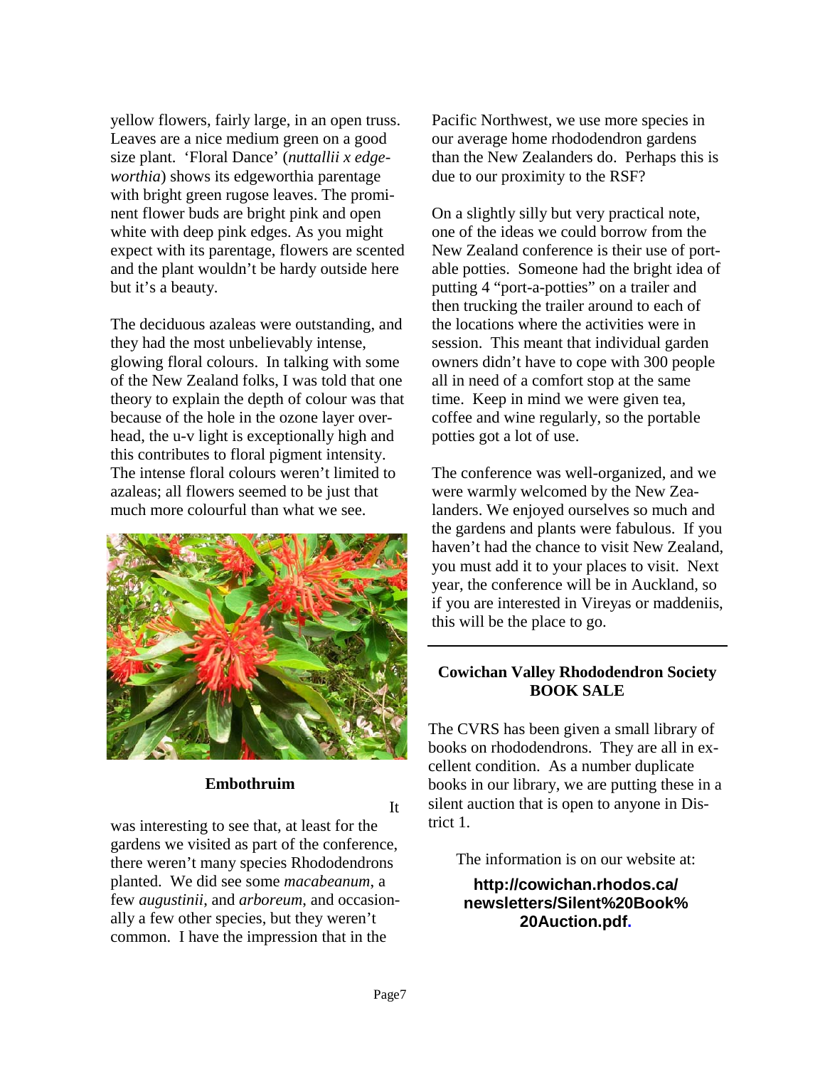yellow flowers, fairly large, in an open truss. Leaves are a nice medium green on a good size plant. 'Floral Dance' (*nuttallii x edgeworthia*) shows its edgeworthia parentage with bright green rugose leaves. The prominent flower buds are bright pink and open white with deep pink edges. As you might expect with its parentage, flowers are scented and the plant wouldn't be hardy outside here but it's a beauty.

The deciduous azaleas were outstanding, and they had the most unbelievably intense, glowing floral colours. In talking with some of the New Zealand folks, I was told that one theory to explain the depth of colour was that because of the hole in the ozone layer overhead, the u-v light is exceptionally high and this contributes to floral pigment intensity. The intense floral colours weren't limited to azaleas; all flowers seemed to be just that much more colourful than what we see.

**Embothruim**

It was interesting to see that, at least for the gardens we visited as part of the conference, there weren't many species Rhododendrons planted. We did see some *macabeanum*, a few *augustinii*, and *arboreum*, and occasionally a few other species, but they weren't common. I have the impression that in the Pacific Northwest, we use more species in our average home rhododendron gardens than the New Zealanders do. Perhaps this is due to our proximity to the RSF?

On a slightly silly but very practical note, one of the ideas we could borrow from the New Zealand conference is their use of portable potties. Someone had the bright idea of putting 4 "port-a-potties" on a trailer and then trucking the trailer around to each of the locations where the activities were in session. This meant that individual garden owners didn't have to cope with 300 people all in need of a comfort stop at the same time. Keep in mind we were given tea, coffee and wine regularly, so the portable potties got a lot of use.

The conference was well-organized, and we were warmly welcomed by the New Zealanders. We enjoyed ourselves so much and the gardens and plants were fabulous. If you haven't had the chance to visit New Zealand, you must add it to your places to visit. Next year, the conference will be in Auckland, so if you are interested in Vireyas or maddeniis, this will be the place to go.

---

## Cowichan Valley Rhododendron Society BOOK SALE

The CVRS has been given a small library of books on rhododendrons. They are all in excellent condition. As a number duplicate books in our library, we are putting these in a silent auction that is open to anyone in District 1.

The information is on our website at:

**http://cowichan.rhodos.ca/newsletters/Silent%20Book%20Auction.pdf.**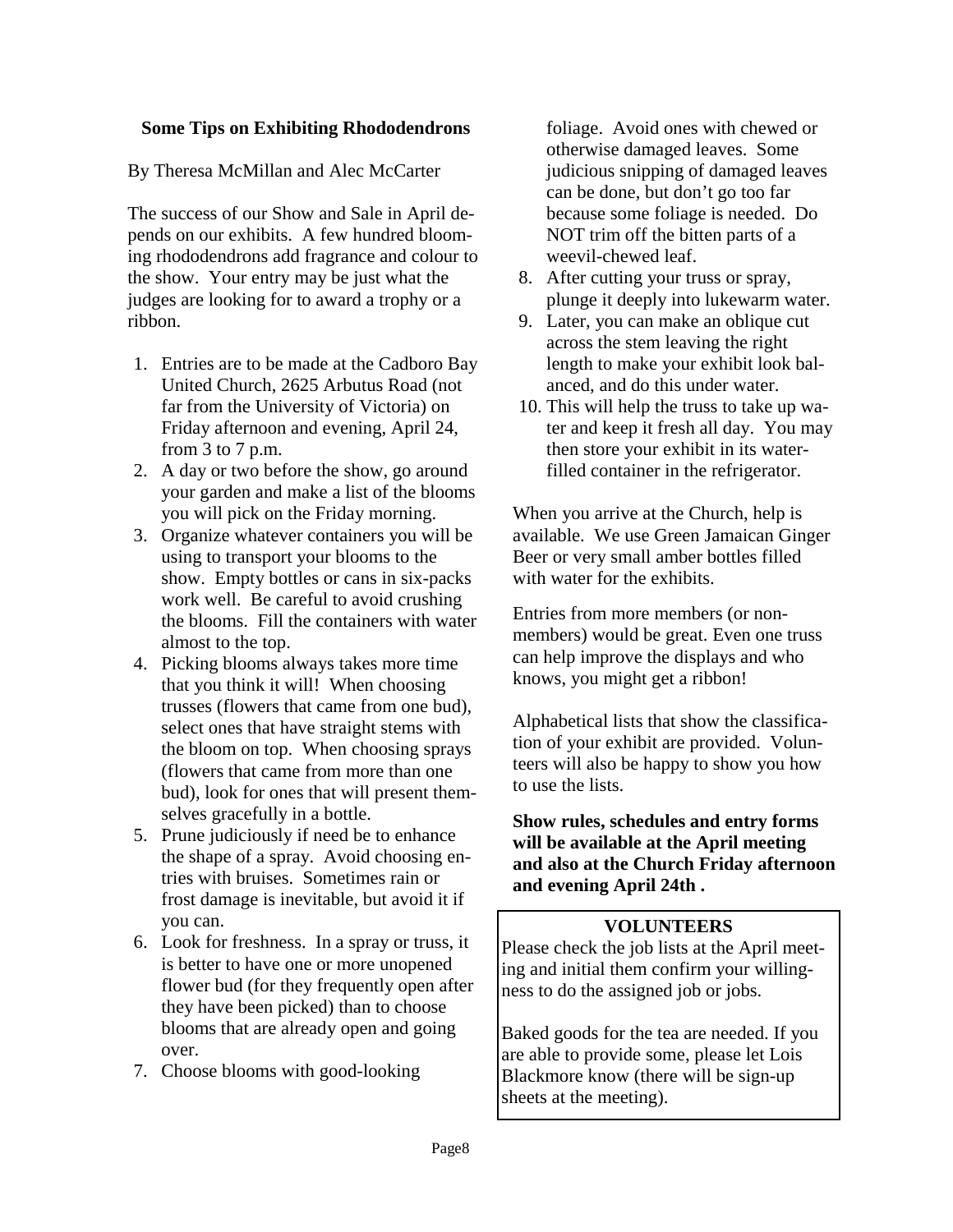**Some Tips on Exhibiting Rhododendrons**

By Theresa McMillan and Alec McCarter

The success of our Show and Sale in April depends on our exhibits. A few hundred blooming rhododendrons add fragrance and colour to the show. Your entry may be just what the judges are looking for to award a trophy or a ribbon.

1. Entries are to be made at the Cadboro Bay United Church, 2625 Arbutus Road (not far from the University of Victoria) on Friday afternoon and evening, April 24, from 3 to 7 p.m.
2. A day or two before the show, go around your garden and make a list of the blooms you will pick on the Friday morning.
3. Organize whatever containers you will be using to transport your blooms to the show. Empty bottles or cans in six-packs work well. Be careful to avoid crushing the blooms. Fill the containers with water almost to the top.
4. Picking blooms always takes more time that you think it will! When choosing trusses (flowers that came from one bud), select ones that have straight stems with the bloom on top. When choosing sprays (flowers that came from more than one bud), look for ones that will present themselves gracefully in a bottle.
5. Prune judiciously if need be to enhance the shape of a spray. Avoid choosing entries with bruises. Sometimes rain or frost damage is inevitable, but avoid it if you can.
6. Look for freshness. In a spray or truss, it is better to have one or more unopened flower bud (for they frequently open after they have been picked) than to choose blooms that are already open and going over.
7. Choose blooms with good-looking foliage. Avoid ones with chewed or otherwise damaged leaves. Some judicious snipping of damaged leaves can be done, but don't go too far because some foliage is needed. Do NOT trim off the bitten parts of a weevil-chewed leaf.
8. After cutting your truss or spray, plunge it deeply into lukewarm water.
9. Later, you can make an oblique cut across the stem leaving the right length to make your exhibit look balanced, and do this under water.
10. This will help the truss to take up water and keep it fresh all day. You may then store your exhibit in its water-filled container in the refrigerator.

When you arrive at the Church, help is available. We use Green Jamaican Ginger Beer or very small amber bottles filled with water for the exhibits.

Entries from more members (or non-members) would be great. Even one truss can help improve the displays and who knows, you might get a ribbon!

Alphabetical lists that show the classification of your exhibit are provided. Volunteers will also be happy to show you how to use the lists.

**Show rules, schedules and entry forms will be available at the April meeting and also at the Church Friday afternoon and evening April 24th .**

**VOLUNTEERS**

Please check the job lists at the April meeting and initial them confirm your willingness to do the assigned job or jobs.

Baked goods for the tea are needed. If you are able to provide some, please let Lois Blackmore know (there will be sign-up sheets at the meeting).